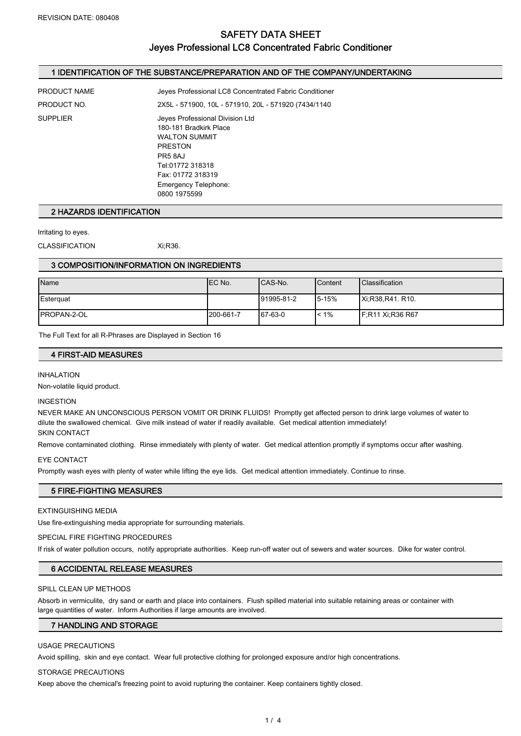REVISION DATE: 080408

# SAFETY DATA SHEET
# Jeyes Professional LC8 Concentrated Fabric Conditioner

## 1 IDENTIFICATION OF THE SUBSTANCE/PREPARATION AND OF THE COMPANY/UNDERTAKING

PRODUCT NAME: Jeyes Professional LC8 Concentrated Fabric Conditioner

PRODUCT NO.: 2X5L - 571900, 10L - 571910, 20L - 571920 (7434/1140

SUPPLIER:
Jeyes Professional Division Ltd
180-181 Bradkirk Place
WALTON SUMMIT
PRESTON
PR5 8AJ
Tel:01772 318318
Fax: 01772 318319
Emergency Telephone:
0800 1975599

## 2 HAZARDS IDENTIFICATION

Irritating to eyes.

CLASSIFICATION: Xi;R36.

## 3 COMPOSITION/INFORMATION ON INGREDIENTS

| Name | EC No. | CAS-No. | Content | Classification |
|---|---|---|---|---|
| Esterquat | | 91995-81-2 | 5-15% | Xi;R38,R41. R10. |
| PROPAN-2-OL | 200-661-7 | 67-63-0 | < 1% | F;R11 Xi;R36 R67 |

The Full Text for all R-Phrases are Displayed in Section 16

## 4 FIRST-AID MEASURES

INHALATION

Non-volatile liquid product.

INGESTION

NEVER MAKE AN UNCONSCIOUS PERSON VOMIT OR DRINK FLUIDS! Promptly get affected person to drink large volumes of water to dilute the swallowed chemical. Give milk instead of water if readily available. Get medical attention immediately!

SKIN CONTACT

Remove contaminated clothing. Rinse immediately with plenty of water. Get medical attention promptly if symptoms occur after washing.

EYE CONTACT

Promptly wash eyes with plenty of water while lifting the eye lids. Get medical attention immediately. Continue to rinse.

## 5 FIRE-FIGHTING MEASURES

EXTINGUISHING MEDIA

Use fire-extinguishing media appropriate for surrounding materials.

SPECIAL FIRE FIGHTING PROCEDURES

If risk of water pollution occurs, notify appropriate authorities. Keep run-off water out of sewers and water sources. Dike for water control.

## 6 ACCIDENTAL RELEASE MEASURES

SPILL CLEAN UP METHODS

Absorb in vermiculite, dry sand or earth and place into containers. Flush spilled material into suitable retaining areas or container with large quantities of water. Inform Authorities if large amounts are involved.

## 7 HANDLING AND STORAGE

USAGE PRECAUTIONS

Avoid spilling, skin and eye contact. Wear full protective clothing for prolonged exposure and/or high concentrations.

STORAGE PRECAUTIONS

Keep above the chemical's freezing point to avoid rupturing the container. Keep containers tightly closed.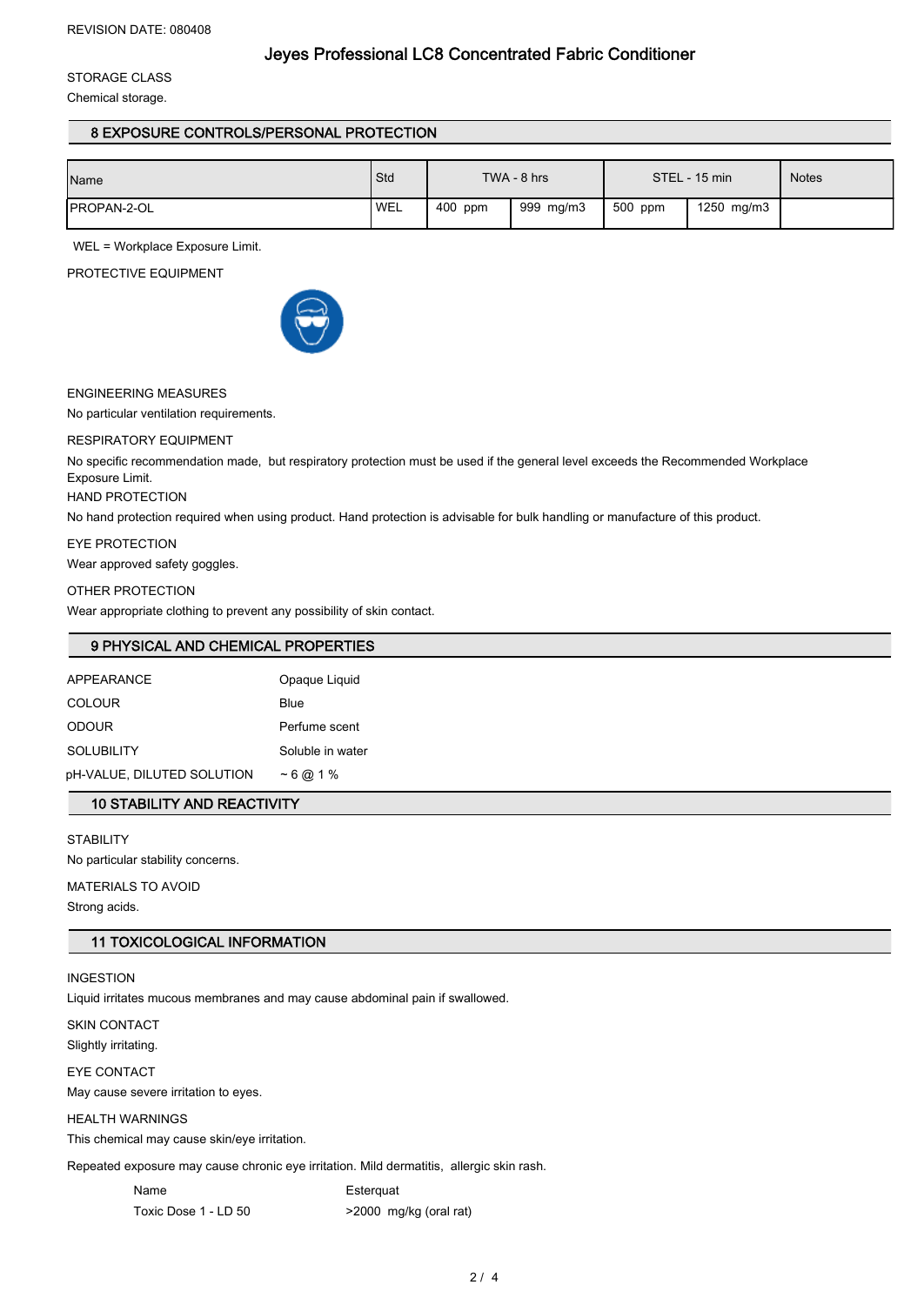REVISION DATE: 080408

# Jeyes Professional LC8 Concentrated Fabric Conditioner

STORAGE CLASS

Chemical storage.

## 8 EXPOSURE CONTROLS/PERSONAL PROTECTION

| Name | Std | TWA - 8 hrs | | STEL - 15 min | | Notes |
|---|---|---|---|---|---|---|
| PROPAN-2-OL | WEL | 400 ppm | 999 mg/m3 | 500 ppm | 1250 mg/m3 | |

WEL = Workplace Exposure Limit.

PROTECTIVE EQUIPMENT

ENGINEERING MEASURES

No particular ventilation requirements.

RESPIRATORY EQUIPMENT

No specific recommendation made, but respiratory protection must be used if the general level exceeds the Recommended Workplace Exposure Limit.

HAND PROTECTION

No hand protection required when using product. Hand protection is advisable for bulk handling or manufacture of this product.

EYE PROTECTION

Wear approved safety goggles.

OTHER PROTECTION

Wear appropriate clothing to prevent any possibility of skin contact.

## 9 PHYSICAL AND CHEMICAL PROPERTIES

| | |
|---|---|
| APPEARANCE | Opaque Liquid |
| COLOUR | Blue |
| ODOUR | Perfume scent |
| SOLUBILITY | Soluble in water |
| pH-VALUE, DILUTED SOLUTION | ~ 6 @ 1 % |

## 10 STABILITY AND REACTIVITY

STABILITY

No particular stability concerns.

MATERIALS TO AVOID

Strong acids.

## 11 TOXICOLOGICAL INFORMATION

INGESTION

Liquid irritates mucous membranes and may cause abdominal pain if swallowed.

SKIN CONTACT

Slightly irritating.

EYE CONTACT

May cause severe irritation to eyes.

HEALTH WARNINGS

This chemical may cause skin/eye irritation.

Repeated exposure may cause chronic eye irritation. Mild dermatitis, allergic skin rash.

| | |
|---|---|
| Name | Esterquat |
| Toxic Dose 1 - LD 50 | >2000 mg/kg (oral rat) |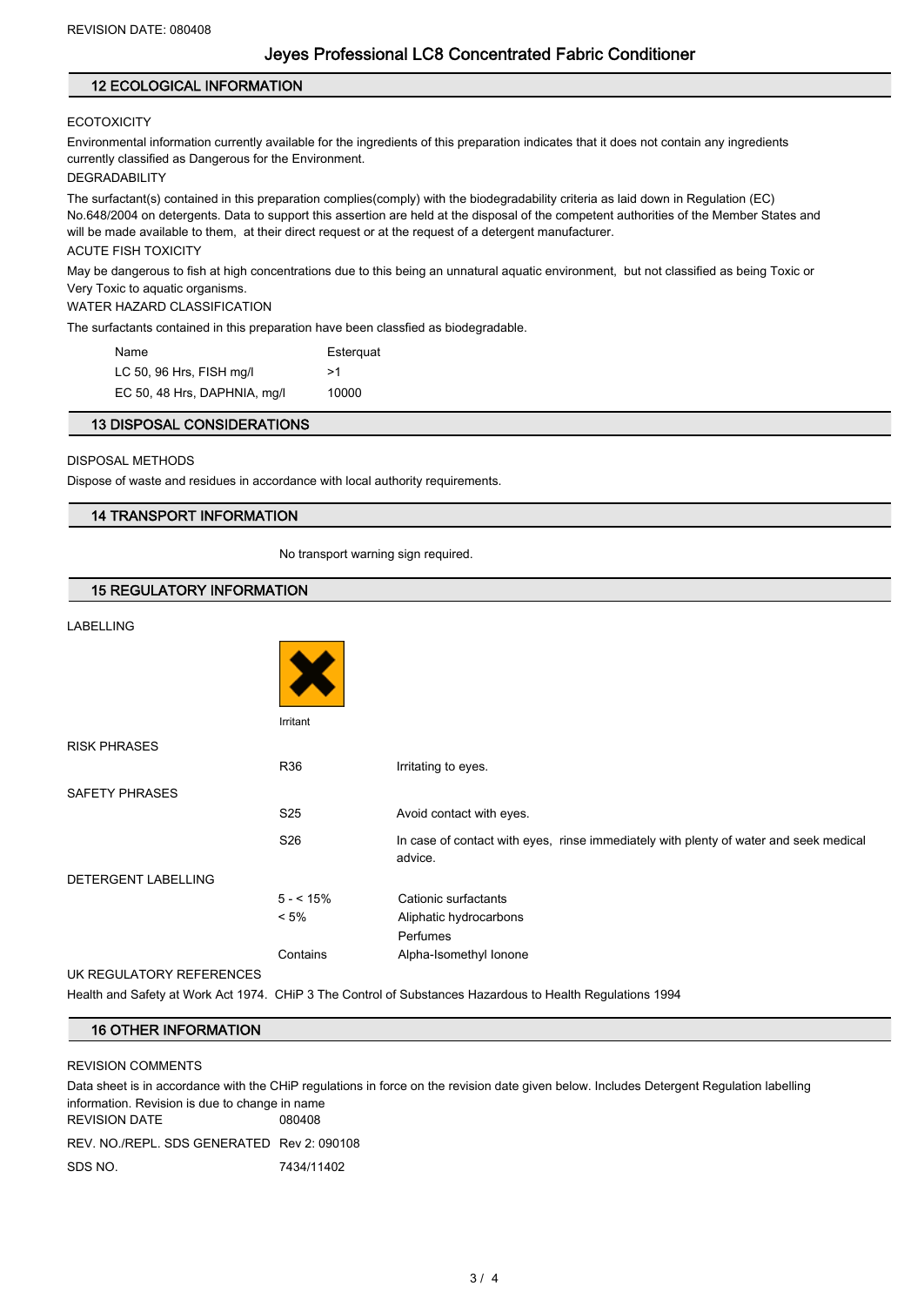## 12 ECOLOGICAL INFORMATION

ECOTOXICITY

Environmental information currently available for the ingredients of this preparation indicates that it does not contain any ingredients currently classified as Dangerous for the Environment.

DEGRADABILITY

The surfactant(s) contained in this preparation complies(comply) with the biodegradability criteria as laid down in Regulation (EC) No.648/2004 on detergents. Data to support this assertion are held at the disposal of the competent authorities of the Member States and will be made available to them, at their direct request or at the request of a detergent manufacturer.

ACUTE FISH TOXICITY

May be dangerous to fish at high concentrations due to this being an unnatural aquatic environment, but not classified as being Toxic or Very Toxic to aquatic organisms.

WATER HAZARD CLASSIFICATION

The surfactants contained in this preparation have been classfied as biodegradable.

| Name | Esterquat |
|---|---|
| LC 50, 96 Hrs, FISH mg/l | >1 |
| EC 50, 48 Hrs, DAPHNIA, mg/l | 10000 |

## 13 DISPOSAL CONSIDERATIONS

DISPOSAL METHODS

Dispose of waste and residues in accordance with local authority requirements.

## 14 TRANSPORT INFORMATION

No transport warning sign required.

## 15 REGULATORY INFORMATION

LABELLING

Irritant

RISK PHRASES

| | |
|---|---|
| R36 | Irritating to eyes. |

SAFETY PHRASES

| | |
|---|---|
| S25 | Avoid contact with eyes. |
| S26 | In case of contact with eyes, rinse immediately with plenty of water and seek medical advice. |

DETERGENT LABELLING

| | |
|---|---|
| 5 - < 15% | Cationic surfactants |
| < 5% | Aliphatic hydrocarbons |
| | Perfumes |
| Contains | Alpha-Isomethyl Ionone |

UK REGULATORY REFERENCES

Health and Safety at Work Act 1974. CHiP 3 The Control of Substances Hazardous to Health Regulations 1994

## 16 OTHER INFORMATION

REVISION COMMENTS

Data sheet is in accordance with the CHiP regulations in force on the revision date given below. Includes Detergent Regulation labelling information. Revision is due to change in name

| | |
|---|---|
| REVISION DATE | 080408 |
| REV. NO./REPL. SDS GENERATED | Rev 2: 090108 |
| SDS NO. | 7434/11402 |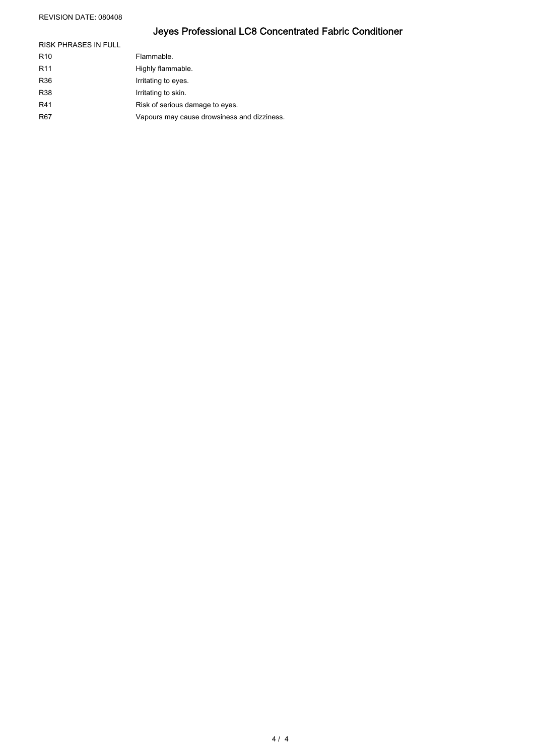RISK PHRASES IN FULL

| | |
|---|---|
| R10 | Flammable. |
| R11 | Highly flammable. |
| R36 | Irritating to eyes. |
| R38 | Irritating to skin. |
| R41 | Risk of serious damage to eyes. |
| R67 | Vapours may cause drowsiness and dizziness. |